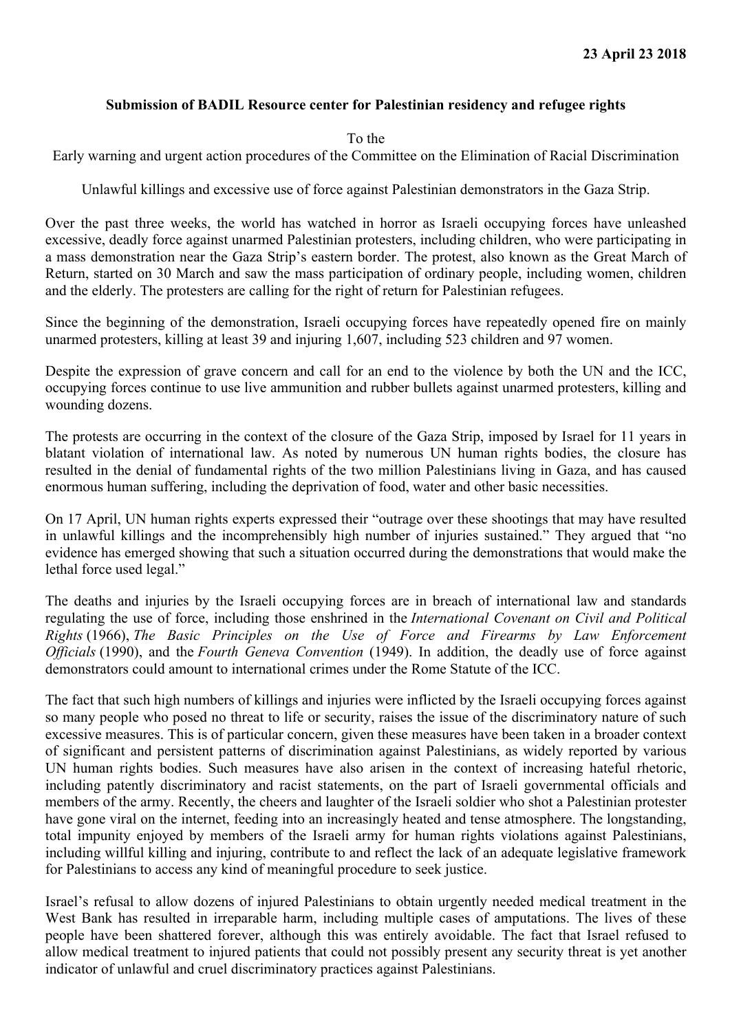**23 April 23 2018**

**Submission of BADIL Resource center for Palestinian residency and refugee rights**

To the
Early warning and urgent action procedures of the Committee on the Elimination of Racial Discrimination

Unlawful killings and excessive use of force against Palestinian demonstrators in the Gaza Strip.

Over the past three weeks, the world has watched in horror as Israeli occupying forces have unleashed excessive, deadly force against unarmed Palestinian protesters, including children, who were participating in a mass demonstration near the Gaza Strip's eastern border. The protest, also known as the Great March of Return, started on 30 March and saw the mass participation of ordinary people, including women, children and the elderly. The protesters are calling for the right of return for Palestinian refugees.

Since the beginning of the demonstration, Israeli occupying forces have repeatedly opened fire on mainly unarmed protesters, killing at least 39 and injuring 1,607, including 523 children and 97 women.

Despite the expression of grave concern and call for an end to the violence by both the UN and the ICC, occupying forces continue to use live ammunition and rubber bullets against unarmed protesters, killing and wounding dozens.

The protests are occurring in the context of the closure of the Gaza Strip, imposed by Israel for 11 years in blatant violation of international law. As noted by numerous UN human rights bodies, the closure has resulted in the denial of fundamental rights of the two million Palestinians living in Gaza, and has caused enormous human suffering, including the deprivation of food, water and other basic necessities.

On 17 April, UN human rights experts expressed their "outrage over these shootings that may have resulted in unlawful killings and the incomprehensibly high number of injuries sustained." They argued that "no evidence has emerged showing that such a situation occurred during the demonstrations that would make the lethal force used legal."

The deaths and injuries by the Israeli occupying forces are in breach of international law and standards regulating the use of force, including those enshrined in the *International Covenant on Civil and Political Rights* (1966), *The Basic Principles on the Use of Force and Firearms by Law Enforcement Officials* (1990), and the *Fourth Geneva Convention* (1949). In addition, the deadly use of force against demonstrators could amount to international crimes under the Rome Statute of the ICC.

The fact that such high numbers of killings and injuries were inflicted by the Israeli occupying forces against so many people who posed no threat to life or security, raises the issue of the discriminatory nature of such excessive measures. This is of particular concern, given these measures have been taken in a broader context of significant and persistent patterns of discrimination against Palestinians, as widely reported by various UN human rights bodies. Such measures have also arisen in the context of increasing hateful rhetoric, including patently discriminatory and racist statements, on the part of Israeli governmental officials and members of the army. Recently, the cheers and laughter of the Israeli soldier who shot a Palestinian protester have gone viral on the internet, feeding into an increasingly heated and tense atmosphere. The longstanding, total impunity enjoyed by members of the Israeli army for human rights violations against Palestinians, including willful killing and injuring, contribute to and reflect the lack of an adequate legislative framework for Palestinians to access any kind of meaningful procedure to seek justice.

Israel's refusal to allow dozens of injured Palestinians to obtain urgently needed medical treatment in the West Bank has resulted in irreparable harm, including multiple cases of amputations. The lives of these people have been shattered forever, although this was entirely avoidable. The fact that Israel refused to allow medical treatment to injured patients that could not possibly present any security threat is yet another indicator of unlawful and cruel discriminatory practices against Palestinians.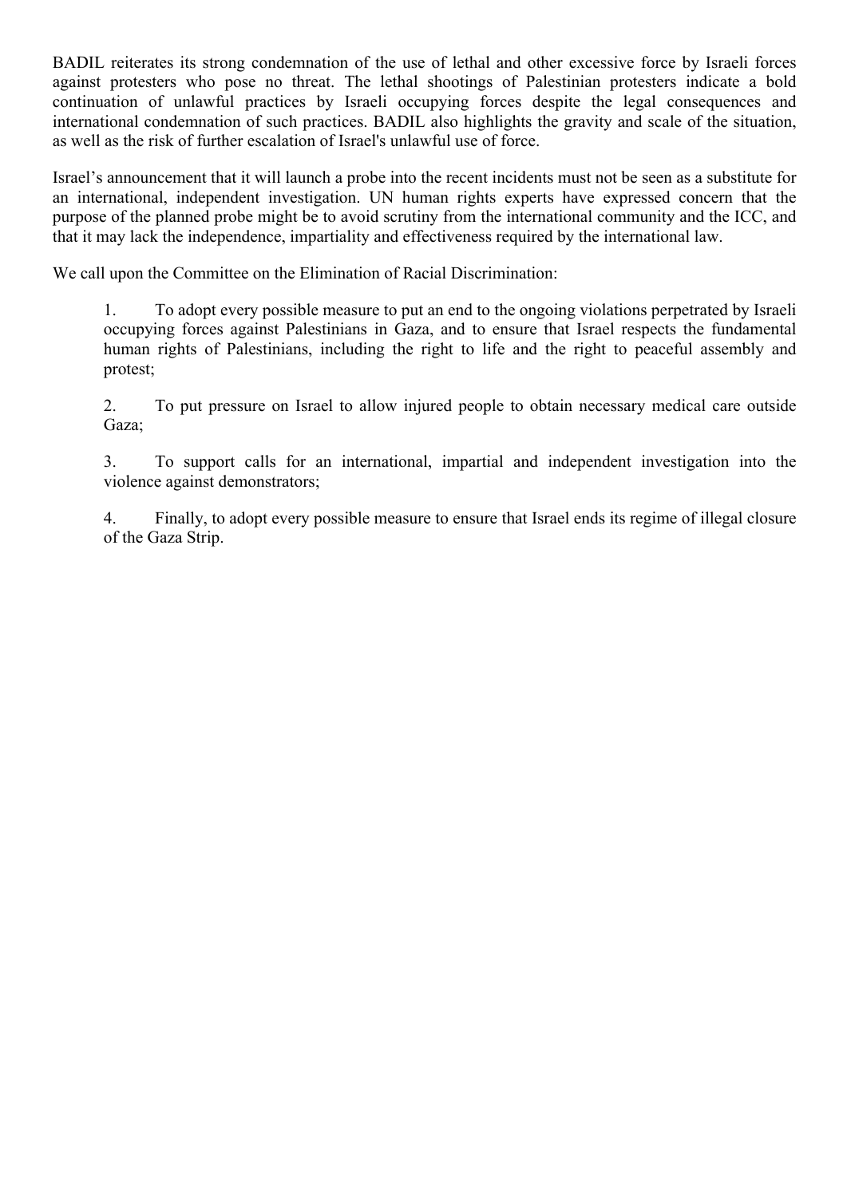BADIL reiterates its strong condemnation of the use of lethal and other excessive force by Israeli forces against protesters who pose no threat. The lethal shootings of Palestinian protesters indicate a bold continuation of unlawful practices by Israeli occupying forces despite the legal consequences and international condemnation of such practices. BADIL also highlights the gravity and scale of the situation, as well as the risk of further escalation of Israel's unlawful use of force.

Israel's announcement that it will launch a probe into the recent incidents must not be seen as a substitute for an international, independent investigation. UN human rights experts have expressed concern that the purpose of the planned probe might be to avoid scrutiny from the international community and the ICC, and that it may lack the independence, impartiality and effectiveness required by the international law.

We call upon the Committee on the Elimination of Racial Discrimination:

1. To adopt every possible measure to put an end to the ongoing violations perpetrated by Israeli occupying forces against Palestinians in Gaza, and to ensure that Israel respects the fundamental human rights of Palestinians, including the right to life and the right to peaceful assembly and protest;

2. To put pressure on Israel to allow injured people to obtain necessary medical care outside Gaza;

3. To support calls for an international, impartial and independent investigation into the violence against demonstrators;

4. Finally, to adopt every possible measure to ensure that Israel ends its regime of illegal closure of the Gaza Strip.